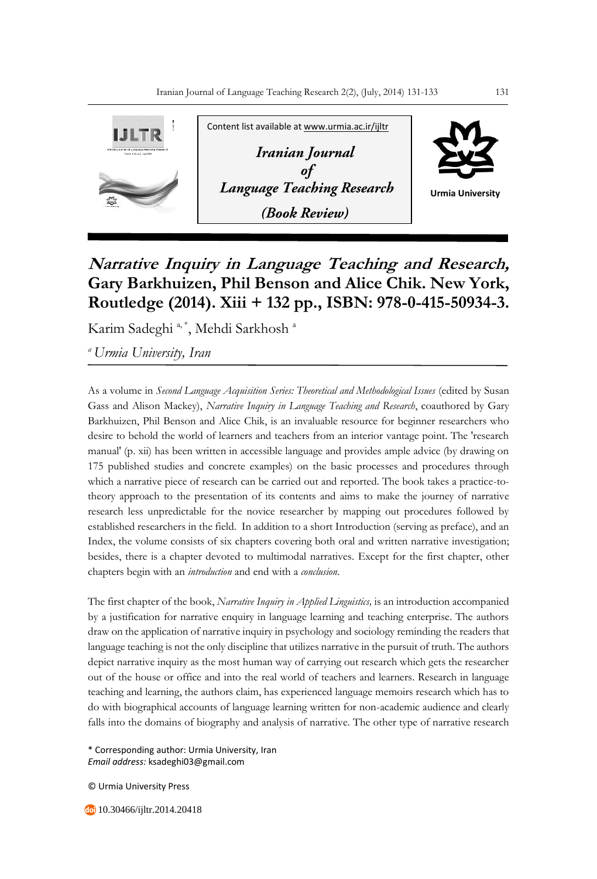Content list available at www.urmia.ac.ir/ijltr

*Iranian Journal of Language Teaching Research*

*(Book Review)*

Urmia University

# *Narrative Inquiry in Language Teaching and Research*, Gary Barkhuizen, Phil Benson and Alice Chik. New York, Routledge (2014). Xiii + 132 pp., ISBN: 978-0-415-50934-3.

Karim Sadeghi [a, *], Mehdi Sarkhosh [a]

[a] *Urmia University, Iran*

As a volume in *Second Language Acquisition Series: Theoretical and Methodological Issues* (edited by Susan Gass and Alison Mackey), *Narrative Inquiry in Language Teaching and Research*, coauthored by Gary Barkhuizen, Phil Benson and Alice Chik, is an invaluable resource for beginner researchers who desire to behold the world of learners and teachers from an interior vantage point. The 'research manual' (p. xii) has been written in accessible language and provides ample advice (by drawing on 175 published studies and concrete examples) on the basic processes and procedures through which a narrative piece of research can be carried out and reported. The book takes a practice-to-theory approach to the presentation of its contents and aims to make the journey of narrative research less unpredictable for the novice researcher by mapping out procedures followed by established researchers in the field. In addition to a short Introduction (serving as preface), and an Index, the volume consists of six chapters covering both oral and written narrative investigation; besides, there is a chapter devoted to multimodal narratives. Except for the first chapter, other chapters begin with an *introduction* and end with a *conclusion*.

The first chapter of the book, *Narrative Inquiry in Applied Linguistics,* is an introduction accompanied by a justification for narrative enquiry in language learning and teaching enterprise. The authors draw on the application of narrative inquiry in psychology and sociology reminding the readers that language teaching is not the only discipline that utilizes narrative in the pursuit of truth. The authors depict narrative inquiry as the most human way of carrying out research which gets the researcher out of the house or office and into the real world of teachers and learners. Research in language teaching and learning, the authors claim, has experienced language memoirs research which has to do with biographical accounts of language learning written for non-academic audience and clearly falls into the domains of biography and analysis of narrative. The other type of narrative research

\* Corresponding author: Urmia University, Iran
*Email address:* ksadeghi03@gmail.com

© Urmia University Press

10.30466/ijltr.2014.20418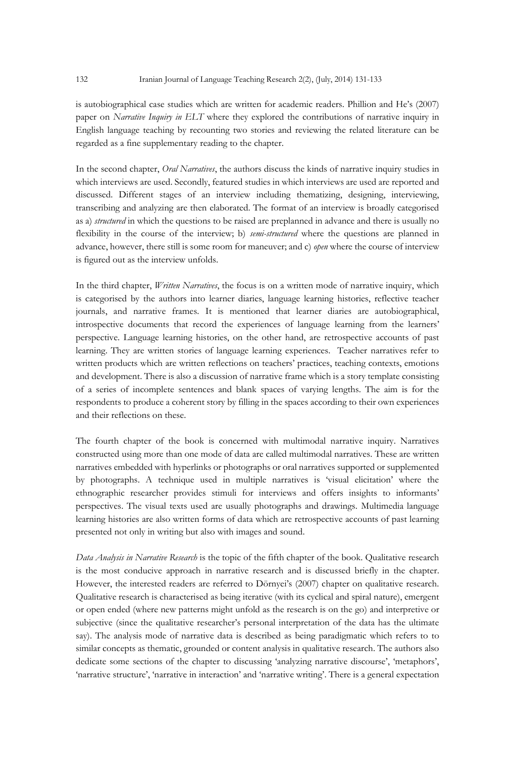is autobiographical case studies which are written for academic readers. Phillion and He's (2007) paper on *Narrative Inquiry in ELT* where they explored the contributions of narrative inquiry in English language teaching by recounting two stories and reviewing the related literature can be regarded as a fine supplementary reading to the chapter.

In the second chapter, *Oral Narratives*, the authors discuss the kinds of narrative inquiry studies in which interviews are used. Secondly, featured studies in which interviews are used are reported and discussed. Different stages of an interview including thematizing, designing, interviewing, transcribing and analyzing are then elaborated. The format of an interview is broadly categorised as a) *structured* in which the questions to be raised are preplanned in advance and there is usually no flexibility in the course of the interview; b) *semi-structured* where the questions are planned in advance, however, there still is some room for maneuver; and c) *open* where the course of interview is figured out as the interview unfolds.

In the third chapter, *Written Narratives*, the focus is on a written mode of narrative inquiry, which is categorised by the authors into learner diaries, language learning histories, reflective teacher journals, and narrative frames. It is mentioned that learner diaries are autobiographical, introspective documents that record the experiences of language learning from the learners' perspective. Language learning histories, on the other hand, are retrospective accounts of past learning. They are written stories of language learning experiences. Teacher narratives refer to written products which are written reflections on teachers' practices, teaching contexts, emotions and development. There is also a discussion of narrative frame which is a story template consisting of a series of incomplete sentences and blank spaces of varying lengths. The aim is for the respondents to produce a coherent story by filling in the spaces according to their own experiences and their reflections on these.

The fourth chapter of the book is concerned with multimodal narrative inquiry. Narratives constructed using more than one mode of data are called multimodal narratives. These are written narratives embedded with hyperlinks or photographs or oral narratives supported or supplemented by photographs. A technique used in multiple narratives is 'visual elicitation' where the ethnographic researcher provides stimuli for interviews and offers insights to informants' perspectives. The visual texts used are usually photographs and drawings. Multimedia language learning histories are also written forms of data which are retrospective accounts of past learning presented not only in writing but also with images and sound.

*Data Analysis in Narrative Research* is the topic of the fifth chapter of the book. Qualitative research is the most conducive approach in narrative research and is discussed briefly in the chapter. However, the interested readers are referred to Dörnyei's (2007) chapter on qualitative research. Qualitative research is characterised as being iterative (with its cyclical and spiral nature), emergent or open ended (where new patterns might unfold as the research is on the go) and interpretive or subjective (since the qualitative researcher's personal interpretation of the data has the ultimate say). The analysis mode of narrative data is described as being paradigmatic which refers to to similar concepts as thematic, grounded or content analysis in qualitative research. The authors also dedicate some sections of the chapter to discussing 'analyzing narrative discourse', 'metaphors', 'narrative structure', 'narrative in interaction' and 'narrative writing'. There is a general expectation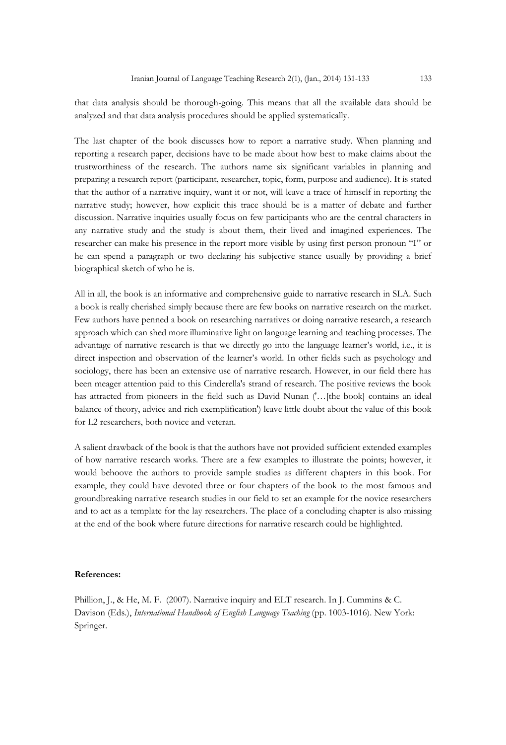that data analysis should be thorough-going. This means that all the available data should be analyzed and that data analysis procedures should be applied systematically.

The last chapter of the book discusses how to report a narrative study. When planning and reporting a research paper, decisions have to be made about how best to make claims about the trustworthiness of the research. The authors name six significant variables in planning and preparing a research report (participant, researcher, topic, form, purpose and audience). It is stated that the author of a narrative inquiry, want it or not, will leave a trace of himself in reporting the narrative study; however, how explicit this trace should be is a matter of debate and further discussion. Narrative inquiries usually focus on few participants who are the central characters in any narrative study and the study is about them, their lived and imagined experiences. The researcher can make his presence in the report more visible by using first person pronoun "I" or he can spend a paragraph or two declaring his subjective stance usually by providing a brief biographical sketch of who he is.

All in all, the book is an informative and comprehensive guide to narrative research in SLA. Such a book is really cherished simply because there are few books on narrative research on the market. Few authors have penned a book on researching narratives or doing narrative research, a research approach which can shed more illuminative light on language learning and teaching processes. The advantage of narrative research is that we directly go into the language learner's world, i.e., it is direct inspection and observation of the learner's world. In other fields such as psychology and sociology, there has been an extensive use of narrative research. However, in our field there has been meager attention paid to this Cinderella's strand of research. The positive reviews the book has attracted from pioneers in the field such as David Nunan ('…[the book] contains an ideal balance of theory, advice and rich exemplification') leave little doubt about the value of this book for L2 researchers, both novice and veteran.

A salient drawback of the book is that the authors have not provided sufficient extended examples of how narrative research works. There are a few examples to illustrate the points; however, it would behoove the authors to provide sample studies as different chapters in this book. For example, they could have devoted three or four chapters of the book to the most famous and groundbreaking narrative research studies in our field to set an example for the novice researchers and to act as a template for the lay researchers. The place of a concluding chapter is also missing at the end of the book where future directions for narrative research could be highlighted.

**References:**

Phillion, J., & He, M. F. (2007). Narrative inquiry and ELT research. In J. Cummins & C. Davison (Eds.), *International Handbook of English Language Teaching* (pp. 1003-1016). New York: Springer.